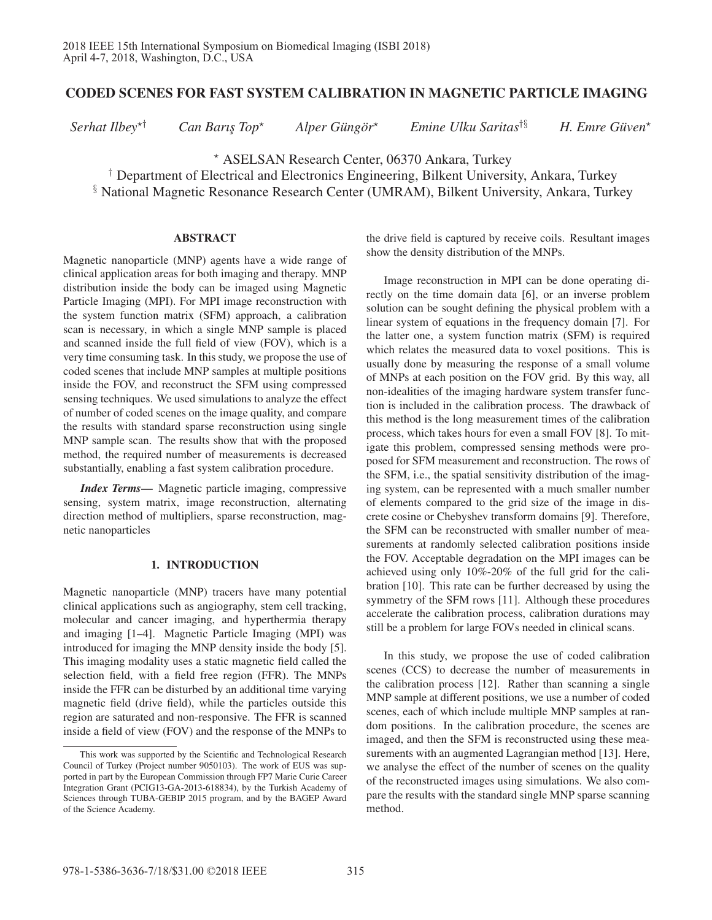# CODED SCENES FOR FAST SYSTEM CALIBRATION IN MAGNETIC PARTICLE IMAGING

*Serhat Ilbey*[⋆†] *Can Barış Top*[⋆] *Alper Güngör*[⋆] *Emine Ulku Saritas*[†§] *H. Emre Güven*[⋆]

[⋆] ASELSAN Research Center, 06370 Ankara, Turkey
[†] Department of Electrical and Electronics Engineering, Bilkent University, Ankara, Turkey
[§] National Magnetic Resonance Research Center (UMRAM), Bilkent University, Ankara, Turkey

## ABSTRACT

Magnetic nanoparticle (MNP) agents have a wide range of clinical application areas for both imaging and therapy. MNP distribution inside the body can be imaged using Magnetic Particle Imaging (MPI). For MPI image reconstruction with the system function matrix (SFM) approach, a calibration scan is necessary, in which a single MNP sample is placed and scanned inside the full field of view (FOV), which is a very time consuming task. In this study, we propose the use of coded scenes that include MNP samples at multiple positions inside the FOV, and reconstruct the SFM using compressed sensing techniques. We used simulations to analyze the effect of number of coded scenes on the image quality, and compare the results with standard sparse reconstruction using single MNP sample scan. The results show that with the proposed method, the required number of measurements is decreased substantially, enabling a fast system calibration procedure.

***Index Terms*—** Magnetic particle imaging, compressive sensing, system matrix, image reconstruction, alternating direction method of multipliers, sparse reconstruction, magnetic nanoparticles

## 1. INTRODUCTION

Magnetic nanoparticle (MNP) tracers have many potential clinical applications such as angiography, stem cell tracking, molecular and cancer imaging, and hyperthermia therapy and imaging [1–4]. Magnetic Particle Imaging (MPI) was introduced for imaging the MNP density inside the body [5]. This imaging modality uses a static magnetic field called the selection field, with a field free region (FFR). The MNPs inside the FFR can be disturbed by an additional time varying magnetic field (drive field), while the particles outside this region are saturated and non-responsive. The FFR is scanned inside a field of view (FOV) and the response of the MNPs to the drive field is captured by receive coils. Resultant images show the density distribution of the MNPs.

Image reconstruction in MPI can be done operating directly on the time domain data [6], or an inverse problem solution can be sought defining the physical problem with a linear system of equations in the frequency domain [7]. For the latter one, a system function matrix (SFM) is required which relates the measured data to voxel positions. This is usually done by measuring the response of a small volume of MNPs at each position on the FOV grid. By this way, all non-idealities of the imaging hardware system transfer function is included in the calibration process. The drawback of this method is the long measurement times of the calibration process, which takes hours for even a small FOV [8]. To mitigate this problem, compressed sensing methods were proposed for SFM measurement and reconstruction. The rows of the SFM, i.e., the spatial sensitivity distribution of the imaging system, can be represented with a much smaller number of elements compared to the grid size of the image in discrete cosine or Chebyshev transform domains [9]. Therefore, the SFM can be reconstructed with smaller number of measurements at randomly selected calibration positions inside the FOV. Acceptable degradation on the MPI images can be achieved using only 10%-20% of the full grid for the calibration [10]. This rate can be further decreased by using the symmetry of the SFM rows [11]. Although these procedures accelerate the calibration process, calibration durations may still be a problem for large FOVs needed in clinical scans.

In this study, we propose the use of coded calibration scenes (CCS) to decrease the number of measurements in the calibration process [12]. Rather than scanning a single MNP sample at different positions, we use a number of coded scenes, each of which include multiple MNP samples at random positions. In the calibration procedure, the scenes are imaged, and then the SFM is reconstructed using these measurements with an augmented Lagrangian method [13]. Here, we analyse the effect of the number of scenes on the quality of the reconstructed images using simulations. We also compare the results with the standard single MNP sparse scanning method.

This work was supported by the Scientific and Technological Research Council of Turkey (Project number 9050103). The work of EUS was supported in part by the European Commission through FP7 Marie Curie Career Integration Grant (PCIG13-GA-2013-618834), by the Turkish Academy of Sciences through TUBA-GEBIP 2015 program, and by the BAGEP Award of the Science Academy.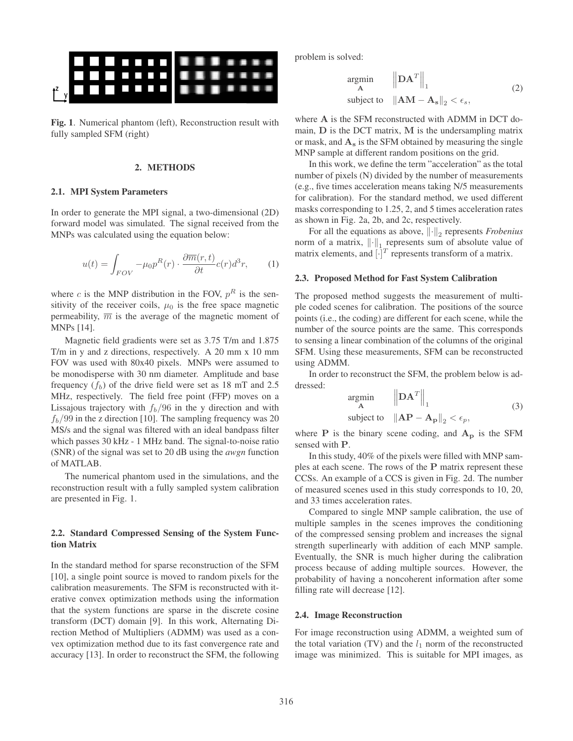**Fig. 1**. Numerical phantom (left), Reconstruction result with fully sampled SFM (right)

## 2. METHODS

### 2.1. MPI System Parameters

In order to generate the MPI signal, a two-dimensional (2D) forward model was simulated. The signal received from the MNPs was calculated using the equation below:

$$u(t) = \int_{FOV} -\mu_0 p^R(r) \cdot \frac{\partial \overline{m}(r,t)}{\partial t} c(r) d^3r, \tag{1}$$

where $c$ is the MNP distribution in the FOV, $p^R$ is the sensitivity of the receiver coils, $\mu_0$ is the free space magnetic permeability, $\overline{m}$ is the average of the magnetic moment of MNPs [14].

Magnetic field gradients were set as 3.75 T/m and 1.875 T/m in y and z directions, respectively. A 20 mm x 10 mm FOV was used with 80x40 pixels. MNPs were assumed to be monodisperse with 30 nm diameter. Amplitude and base frequency ($f_b$) of the drive field were set as 18 mT and 2.5 MHz, respectively. The field free point (FFP) moves on a Lissajous trajectory with $f_b/96$ in the y direction and with $f_b/99$ in the z direction [10]. The sampling frequency was 20 MS/s and the signal was filtered with an ideal bandpass filter which passes 30 kHz - 1 MHz band. The signal-to-noise ratio (SNR) of the signal was set to 20 dB using the *awgn* function of MATLAB.

The numerical phantom used in the simulations, and the reconstruction result with a fully sampled system calibration are presented in Fig. 1.

### 2.2. Standard Compressed Sensing of the System Function Matrix

In the standard method for sparse reconstruction of the SFM [10], a single point source is moved to random pixels for the calibration measurements. The SFM is reconstructed with iterative convex optimization methods using the information that the system functions are sparse in the discrete cosine transform (DCT) domain [9]. In this work, Alternating Direction Method of Multipliers (ADMM) was used as a convex optimization method due to its fast convergence rate and accuracy [13]. In order to reconstruct the SFM, the following problem is solved:

$$\begin{aligned} \underset{\mathbf{A}}{\text{argmin}} \quad & \left\| \mathbf{D}\mathbf{A}^T \right\|_1 \\ \text{subject to} \quad & \left\| \mathbf{A}\mathbf{M} - \mathbf{A_s} \right\|_2 < \epsilon_s, \end{aligned} \tag{2}$$

where $\mathbf{A}$ is the SFM reconstructed with ADMM in DCT domain, $\mathbf{D}$ is the DCT matrix, $\mathbf{M}$ is the undersampling matrix or mask, and $\mathbf{A_s}$ is the SFM obtained by measuring the single MNP sample at different random positions on the grid.

In this work, we define the term "acceleration" as the total number of pixels (N) divided by the number of measurements (e.g., five times acceleration means taking N/5 measurements for calibration). For the standard method, we used different masks corresponding to 1.25, 2, and 5 times acceleration rates as shown in Fig. 2a, 2b, and 2c, respectively.

For all the equations as above, $\|\cdot\|_2$ represents *Frobenius* norm of a matrix, $\|\cdot\|_1$ represents sum of absolute value of matrix elements, and $[\cdot]^T$ represents transform of a matrix.

### 2.3. Proposed Method for Fast System Calibration

The proposed method suggests the measurement of multiple coded scenes for calibration. The positions of the source points (i.e., the coding) are different for each scene, while the number of the source points are the same. This corresponds to sensing a linear combination of the columns of the original SFM. Using these measurements, SFM can be reconstructed using ADMM.

In order to reconstruct the SFM, the problem below is addressed:

$$\begin{aligned} \underset{\mathbf{A}}{\text{argmin}} \quad & \left\| \mathbf{D}\mathbf{A}^T \right\|_1 \\ \text{subject to} \quad & \left\| \mathbf{A}\mathbf{P} - \mathbf{A_p} \right\|_2 < \epsilon_p, \end{aligned} \tag{3}$$

where $\mathbf{P}$ is the binary scene coding, and $\mathbf{A_p}$ is the SFM sensed with $\mathbf{P}$.

In this study, 40% of the pixels were filled with MNP samples at each scene. The rows of the $\mathbf{P}$ matrix represent these CCSs. An example of a CCS is given in Fig. 2d. The number of measured scenes used in this study corresponds to 10, 20, and 33 times acceleration rates.

Compared to single MNP sample calibration, the use of multiple samples in the scenes improves the conditioning of the compressed sensing problem and increases the signal strength superlinearly with addition of each MNP sample. Eventually, the SNR is much higher during the calibration process because of adding multiple sources. However, the probability of having a noncoherent information after some filling rate will decrease [12].

### 2.4. Image Reconstruction

For image reconstruction using ADMM, a weighted sum of the total variation (TV) and the $l_1$ norm of the reconstructed image was minimized. This is suitable for MPI images, as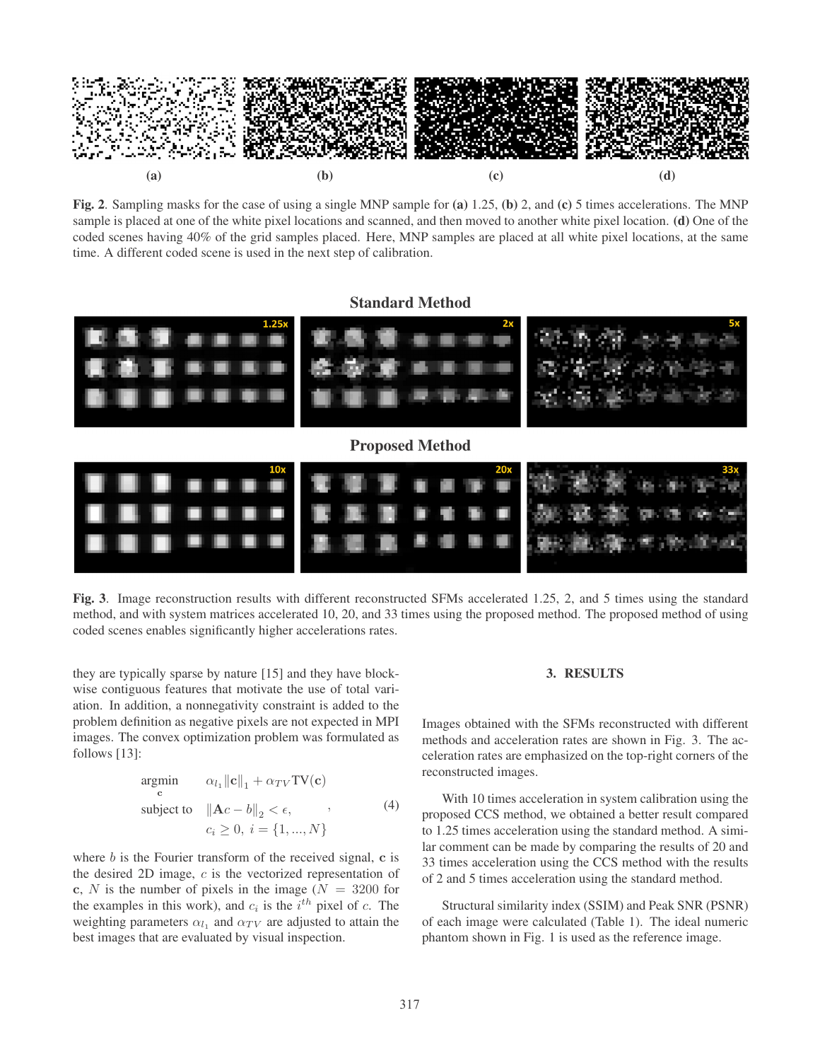**Fig. 2**. Sampling masks for the case of using a single MNP sample for **(a)** 1.25, **(b)** 2, and **(c)** 5 times accelerations. The MNP sample is placed at one of the white pixel locations and scanned, and then moved to another white pixel location. **(d)** One of the coded scenes having 40% of the grid samples placed. Here, MNP samples are placed at all white pixel locations, at the same time. A different coded scene is used in the next step of calibration.

**Fig. 3**. Image reconstruction results with different reconstructed SFMs accelerated 1.25, 2, and 5 times using the standard method, and with system matrices accelerated 10, 20, and 33 times using the proposed method. The proposed method of using coded scenes enables significantly higher accelerations rates.

they are typically sparse by nature [15] and they have block-wise contiguous features that motivate the use of total variation. In addition, a nonnegativity constraint is added to the problem definition as negative pixels are not expected in MPI images. The convex optimization problem was formulated as follows [13]:

$$\begin{aligned} \underset{\mathbf{c}}{\text{argmin}} \quad & \alpha_{l_1}\|\mathbf{c}\|_1 + \alpha_{TV}\text{TV}(\mathbf{c}) \\ \text{subject to} \quad & \|\mathbf{A}c - b\|_2 < \epsilon, \\ & c_i \geq 0, \ i = \{1, ..., N\} \end{aligned} \quad , \qquad (4)$$

where $b$ is the Fourier transform of the received signal, $\mathbf{c}$ is the desired 2D image, $c$ is the vectorized representation of $\mathbf{c}$, $N$ is the number of pixels in the image ($N = 3200$ for the examples in this work), and $c_i$ is the $i^{th}$ pixel of $c$. The weighting parameters $\alpha_{l_1}$ and $\alpha_{TV}$ are adjusted to attain the best images that are evaluated by visual inspection.

## 3. RESULTS

Images obtained with the SFMs reconstructed with different methods and acceleration rates are shown in Fig. 3. The acceleration rates are emphasized on the top-right corners of the reconstructed images.

With 10 times acceleration in system calibration using the proposed CCS method, we obtained a better result compared to 1.25 times acceleration using the standard method. A similar comment can be made by comparing the results of 20 and 33 times acceleration using the CCS method with the results of 2 and 5 times acceleration using the standard method.

Structural similarity index (SSIM) and Peak SNR (PSNR) of each image were calculated (Table 1). The ideal numeric phantom shown in Fig. 1 is used as the reference image.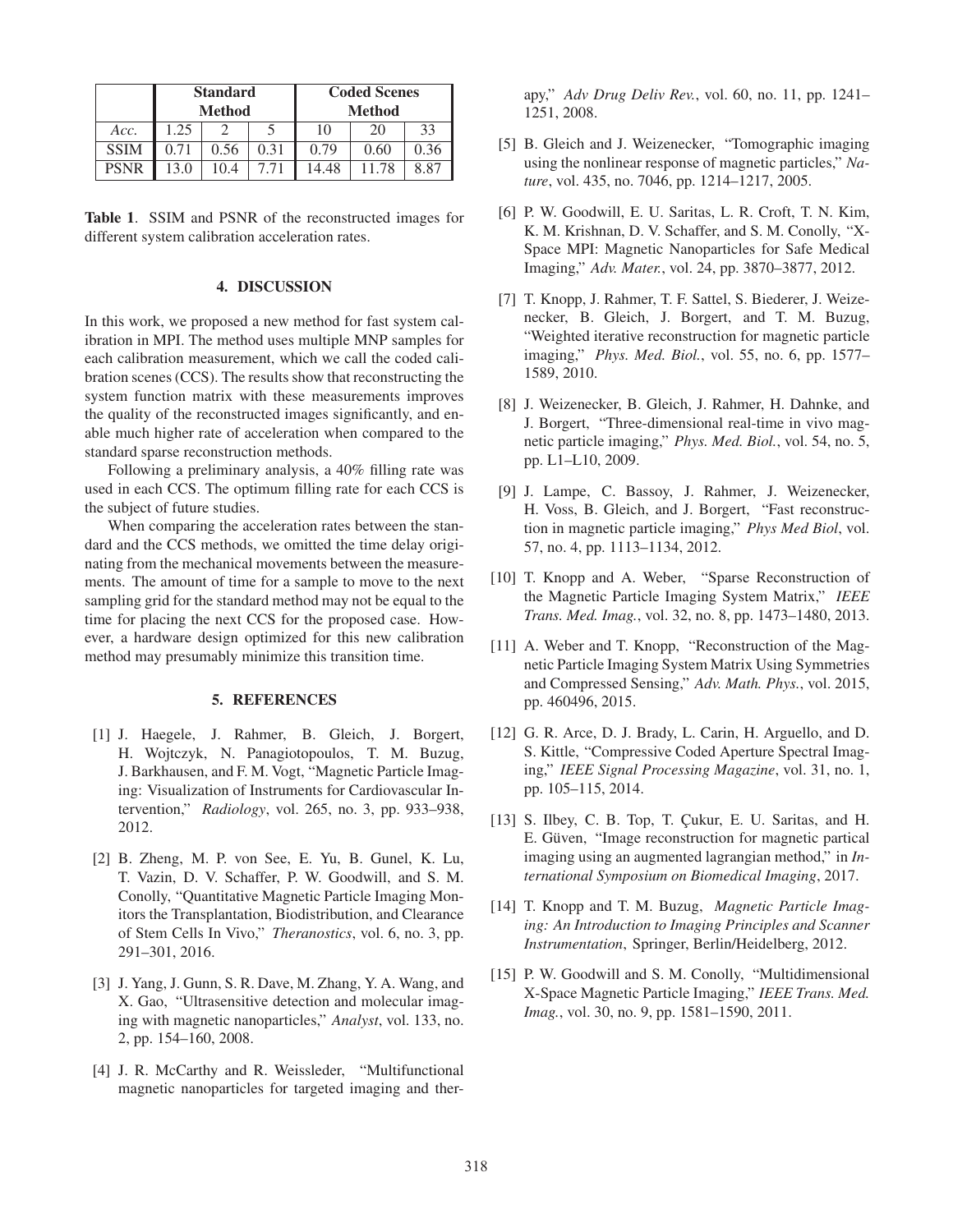| | Standard Method | | | Coded Scenes Method | | |
|---|---|---|---|---|---|---|
| *Acc.* | 1.25 | 2 | 5 | 10 | 20 | 33 |
| SSIM | 0.71 | 0.56 | 0.31 | 0.79 | 0.60 | 0.36 |
| PSNR | 13.0 | 10.4 | 7.71 | 14.48 | 11.78 | 8.87 |

**Table 1**. SSIM and PSNR of the reconstructed images for different system calibration acceleration rates.

## 4. DISCUSSION

In this work, we proposed a new method for fast system calibration in MPI. The method uses multiple MNP samples for each calibration measurement, which we call the coded calibration scenes (CCS). The results show that reconstructing the system function matrix with these measurements improves the quality of the reconstructed images significantly, and enable much higher rate of acceleration when compared to the standard sparse reconstruction methods.

Following a preliminary analysis, a 40% filling rate was used in each CCS. The optimum filling rate for each CCS is the subject of future studies.

When comparing the acceleration rates between the standard and the CCS methods, we omitted the time delay originating from the mechanical movements between the measurements. The amount of time for a sample to move to the next sampling grid for the standard method may not be equal to the time for placing the next CCS for the proposed case. However, a hardware design optimized for this new calibration method may presumably minimize this transition time.

## 5. REFERENCES

[1] J. Haegele, J. Rahmer, B. Gleich, J. Borgert, H. Wojtczyk, N. Panagiotopoulos, T. M. Buzug, J. Barkhausen, and F. M. Vogt, "Magnetic Particle Imaging: Visualization of Instruments for Cardiovascular Intervention," *Radiology*, vol. 265, no. 3, pp. 933–938, 2012.

[2] B. Zheng, M. P. von See, E. Yu, B. Gunel, K. Lu, T. Vazin, D. V. Schaffer, P. W. Goodwill, and S. M. Conolly, "Quantitative Magnetic Particle Imaging Monitors the Transplantation, Biodistribution, and Clearance of Stem Cells In Vivo," *Theranostics*, vol. 6, no. 3, pp. 291–301, 2016.

[3] J. Yang, J. Gunn, S. R. Dave, M. Zhang, Y. A. Wang, and X. Gao, "Ultrasensitive detection and molecular imaging with magnetic nanoparticles," *Analyst*, vol. 133, no. 2, pp. 154–160, 2008.

[4] J. R. McCarthy and R. Weissleder, "Multifunctional magnetic nanoparticles for targeted imaging and therapy," *Adv Drug Deliv Rev.*, vol. 60, no. 11, pp. 1241–1251, 2008.

[5] B. Gleich and J. Weizenecker, "Tomographic imaging using the nonlinear response of magnetic particles," *Nature*, vol. 435, no. 7046, pp. 1214–1217, 2005.

[6] P. W. Goodwill, E. U. Saritas, L. R. Croft, T. N. Kim, K. M. Krishnan, D. V. Schaffer, and S. M. Conolly, "X-Space MPI: Magnetic Nanoparticles for Safe Medical Imaging," *Adv. Mater.*, vol. 24, pp. 3870–3877, 2012.

[7] T. Knopp, J. Rahmer, T. F. Sattel, S. Biederer, J. Weizenecker, B. Gleich, J. Borgert, and T. M. Buzug, "Weighted iterative reconstruction for magnetic particle imaging," *Phys. Med. Biol.*, vol. 55, no. 6, pp. 1577–1589, 2010.

[8] J. Weizenecker, B. Gleich, J. Rahmer, H. Dahnke, and J. Borgert, "Three-dimensional real-time in vivo magnetic particle imaging," *Phys. Med. Biol.*, vol. 54, no. 5, pp. L1–L10, 2009.

[9] J. Lampe, C. Bassoy, J. Rahmer, J. Weizenecker, H. Voss, B. Gleich, and J. Borgert, "Fast reconstruction in magnetic particle imaging," *Phys Med Biol*, vol. 57, no. 4, pp. 1113–1134, 2012.

[10] T. Knopp and A. Weber, "Sparse Reconstruction of the Magnetic Particle Imaging System Matrix," *IEEE Trans. Med. Imag.*, vol. 32, no. 8, pp. 1473–1480, 2013.

[11] A. Weber and T. Knopp, "Reconstruction of the Magnetic Particle Imaging System Matrix Using Symmetries and Compressed Sensing," *Adv. Math. Phys.*, vol. 2015, pp. 460496, 2015.

[12] G. R. Arce, D. J. Brady, L. Carin, H. Arguello, and D. S. Kittle, "Compressive Coded Aperture Spectral Imaging," *IEEE Signal Processing Magazine*, vol. 31, no. 1, pp. 105–115, 2014.

[13] S. Ilbey, C. B. Top, T. Çukur, E. U. Saritas, and H. E. Güven, "Image reconstruction for magnetic partical imaging using an augmented lagrangian method," in *International Symposium on Biomedical Imaging*, 2017.

[14] T. Knopp and T. M. Buzug, *Magnetic Particle Imaging: An Introduction to Imaging Principles and Scanner Instrumentation*, Springer, Berlin/Heidelberg, 2012.

[15] P. W. Goodwill and S. M. Conolly, "Multidimensional X-Space Magnetic Particle Imaging," *IEEE Trans. Med. Imag.*, vol. 30, no. 9, pp. 1581–1590, 2011.